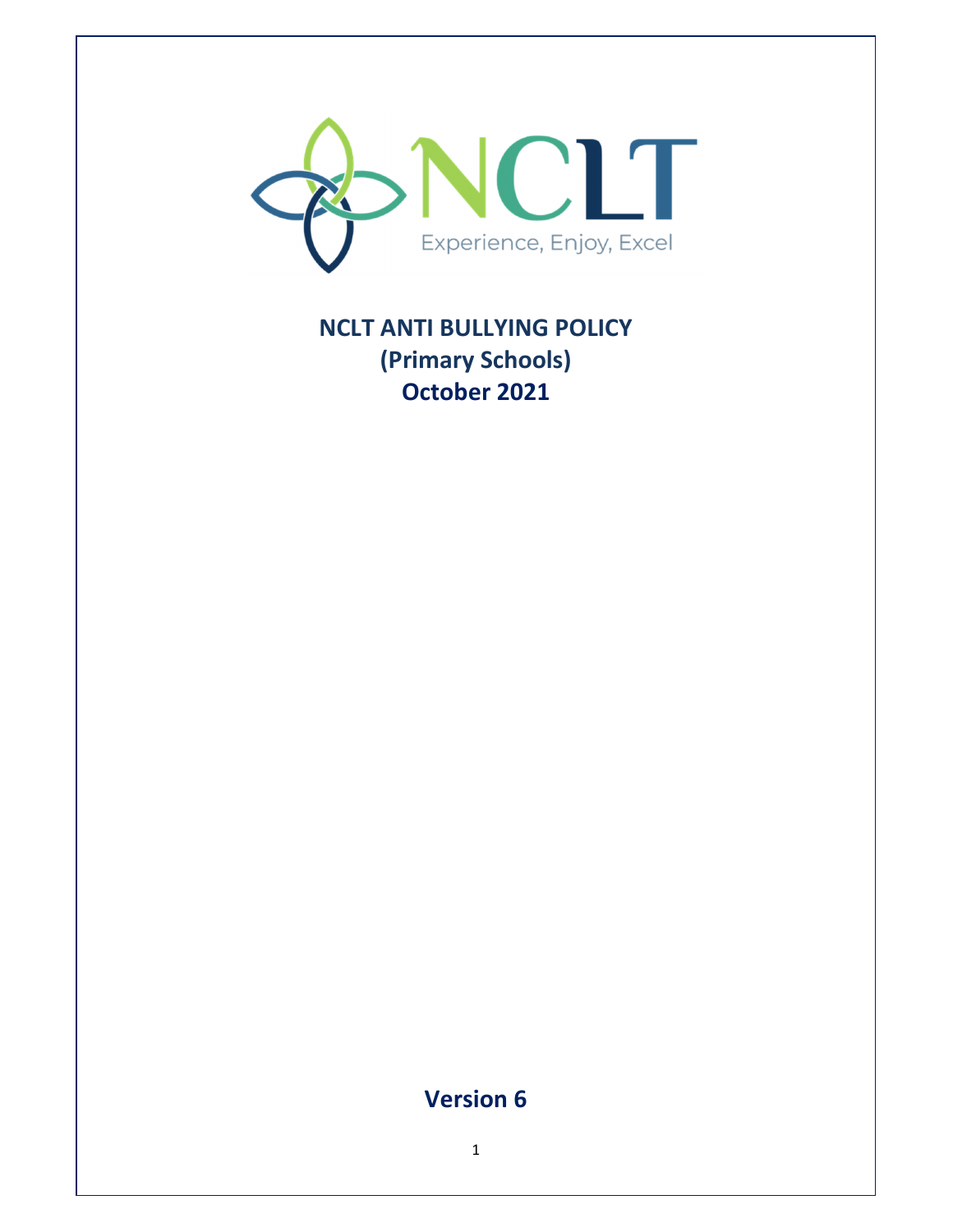NCLT

Experience, Enjoy, Excel

# NCLT ANTI BULLYING POLICY
## (Primary Schools)
## October 2021

## Version 6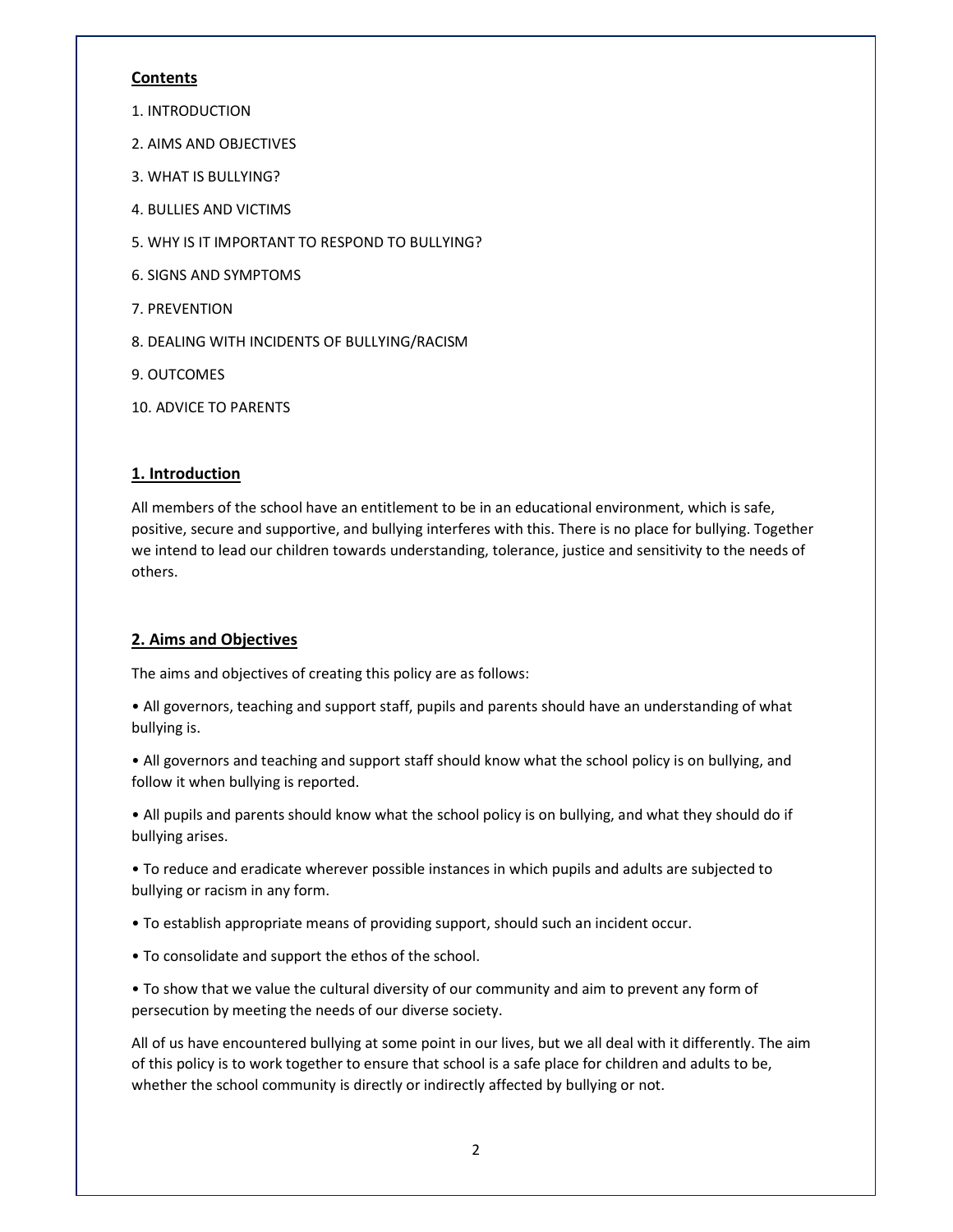**Contents**

1. INTRODUCTION
2. AIMS AND OBJECTIVES
3. WHAT IS BULLYING?
4. BULLIES AND VICTIMS
5. WHY IS IT IMPORTANT TO RESPOND TO BULLYING?
6. SIGNS AND SYMPTOMS
7. PREVENTION
8. DEALING WITH INCIDENTS OF BULLYING/RACISM
9. OUTCOMES
10. ADVICE TO PARENTS

## 1. Introduction

All members of the school have an entitlement to be in an educational environment, which is safe, positive, secure and supportive, and bullying interferes with this. There is no place for bullying. Together we intend to lead our children towards understanding, tolerance, justice and sensitivity to the needs of others.

## 2. Aims and Objectives

The aims and objectives of creating this policy are as follows:

- All governors, teaching and support staff, pupils and parents should have an understanding of what bullying is.
- All governors and teaching and support staff should know what the school policy is on bullying, and follow it when bullying is reported.
- All pupils and parents should know what the school policy is on bullying, and what they should do if bullying arises.
- To reduce and eradicate wherever possible instances in which pupils and adults are subjected to bullying or racism in any form.
- To establish appropriate means of providing support, should such an incident occur.
- To consolidate and support the ethos of the school.
- To show that we value the cultural diversity of our community and aim to prevent any form of persecution by meeting the needs of our diverse society.

All of us have encountered bullying at some point in our lives, but we all deal with it differently. The aim of this policy is to work together to ensure that school is a safe place for children and adults to be, whether the school community is directly or indirectly affected by bullying or not.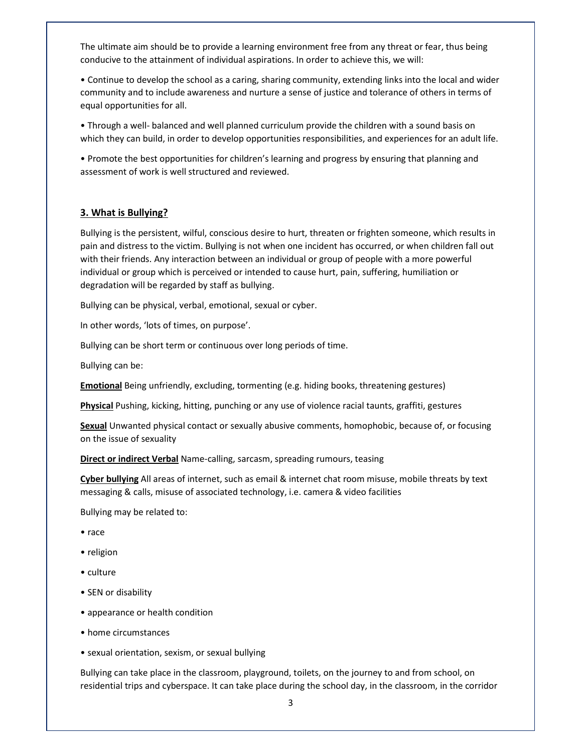The ultimate aim should be to provide a learning environment free from any threat or fear, thus being conducive to the attainment of individual aspirations. In order to achieve this, we will:

• Continue to develop the school as a caring, sharing community, extending links into the local and wider community and to include awareness and nurture a sense of justice and tolerance of others in terms of equal opportunities for all.

• Through a well- balanced and well planned curriculum provide the children with a sound basis on which they can build, in order to develop opportunities responsibilities, and experiences for an adult life.

• Promote the best opportunities for children's learning and progress by ensuring that planning and assessment of work is well structured and reviewed.

## 3. What is Bullying?

Bullying is the persistent, wilful, conscious desire to hurt, threaten or frighten someone, which results in pain and distress to the victim. Bullying is not when one incident has occurred, or when children fall out with their friends. Any interaction between an individual or group of people with a more powerful individual or group which is perceived or intended to cause hurt, pain, suffering, humiliation or degradation will be regarded by staff as bullying.

Bullying can be physical, verbal, emotional, sexual or cyber.

In other words, 'lots of times, on purpose'.

Bullying can be short term or continuous over long periods of time.

Bullying can be:

**Emotional** Being unfriendly, excluding, tormenting (e.g. hiding books, threatening gestures)

**Physical** Pushing, kicking, hitting, punching or any use of violence racial taunts, graffiti, gestures

**Sexual** Unwanted physical contact or sexually abusive comments, homophobic, because of, or focusing on the issue of sexuality

**Direct or indirect Verbal** Name-calling, sarcasm, spreading rumours, teasing

**Cyber bullying** All areas of internet, such as email & internet chat room misuse, mobile threats by text messaging & calls, misuse of associated technology, i.e. camera & video facilities

Bullying may be related to:

- race
- religion
- culture
- SEN or disability
- appearance or health condition
- home circumstances
- sexual orientation, sexism, or sexual bullying

Bullying can take place in the classroom, playground, toilets, on the journey to and from school, on residential trips and cyberspace. It can take place during the school day, in the classroom, in the corridor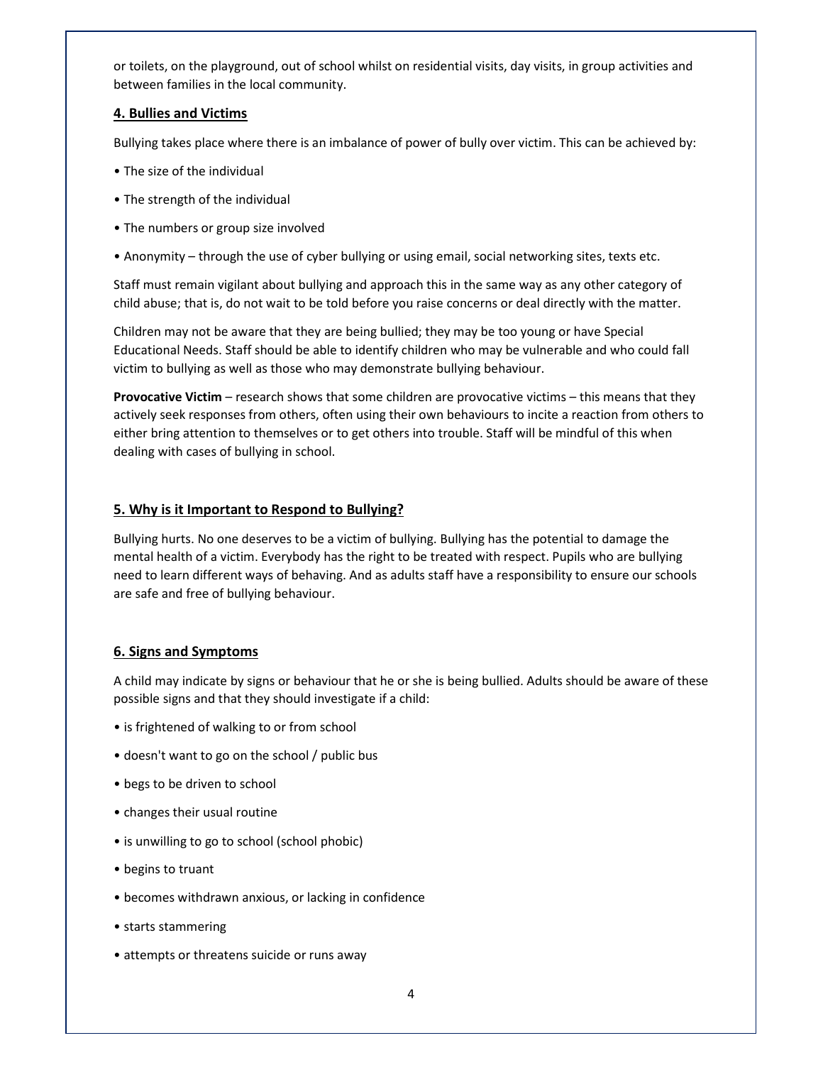or toilets, on the playground, out of school whilst on residential visits, day visits, in group activities and between families in the local community.

## 4. Bullies and Victims

Bullying takes place where there is an imbalance of power of bully over victim. This can be achieved by:

- The size of the individual
- The strength of the individual
- The numbers or group size involved
- Anonymity – through the use of cyber bullying or using email, social networking sites, texts etc.

Staff must remain vigilant about bullying and approach this in the same way as any other category of child abuse; that is, do not wait to be told before you raise concerns or deal directly with the matter.

Children may not be aware that they are being bullied; they may be too young or have Special Educational Needs. Staff should be able to identify children who may be vulnerable and who could fall victim to bullying as well as those who may demonstrate bullying behaviour.

**Provocative Victim** – research shows that some children are provocative victims – this means that they actively seek responses from others, often using their own behaviours to incite a reaction from others to either bring attention to themselves or to get others into trouble. Staff will be mindful of this when dealing with cases of bullying in school.

## 5. Why is it Important to Respond to Bullying?

Bullying hurts. No one deserves to be a victim of bullying. Bullying has the potential to damage the mental health of a victim. Everybody has the right to be treated with respect. Pupils who are bullying need to learn different ways of behaving. And as adults staff have a responsibility to ensure our schools are safe and free of bullying behaviour.

## 6. Signs and Symptoms

A child may indicate by signs or behaviour that he or she is being bullied. Adults should be aware of these possible signs and that they should investigate if a child:

- is frightened of walking to or from school
- doesn't want to go on the school / public bus
- begs to be driven to school
- changes their usual routine
- is unwilling to go to school (school phobic)
- begins to truant
- becomes withdrawn anxious, or lacking in confidence
- starts stammering
- attempts or threatens suicide or runs away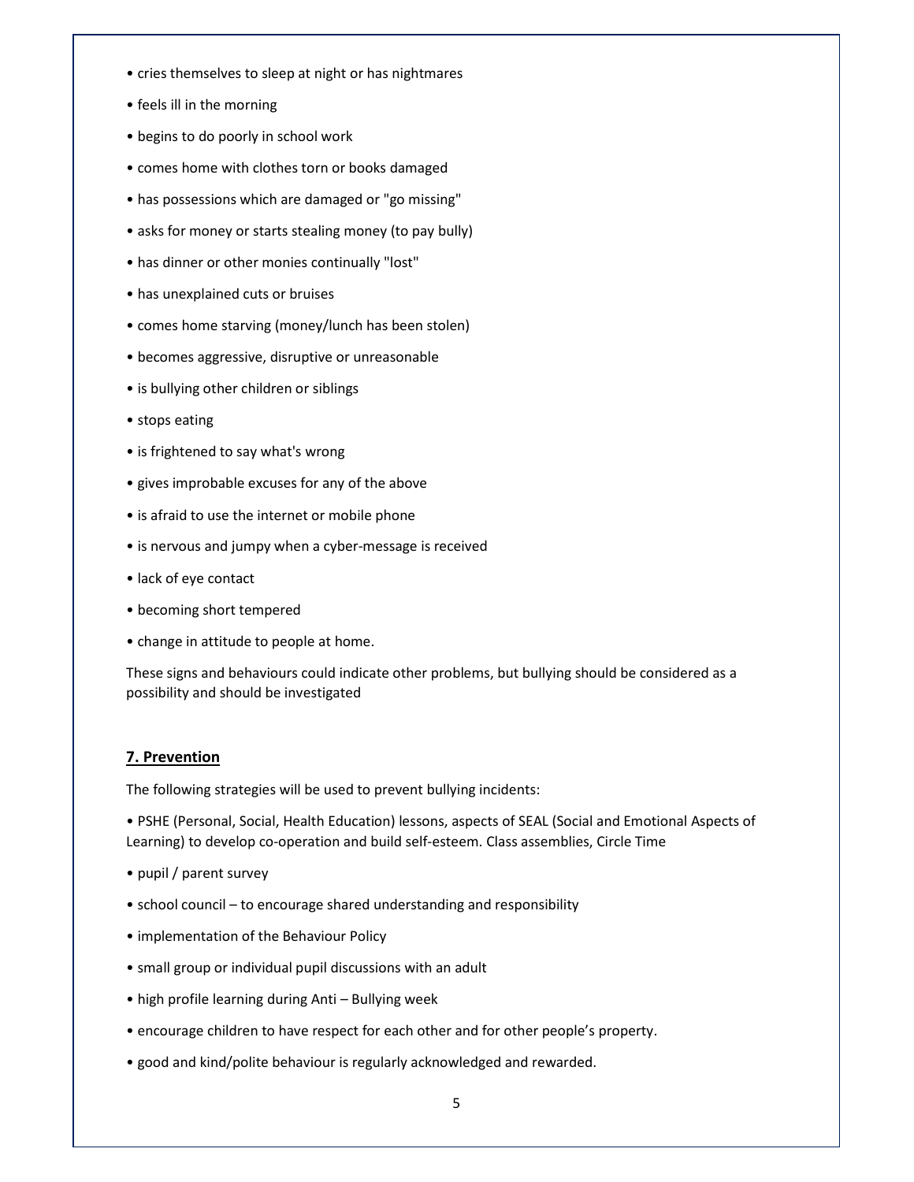- cries themselves to sleep at night or has nightmares
- feels ill in the morning
- begins to do poorly in school work
- comes home with clothes torn or books damaged
- has possessions which are damaged or "go missing"
- asks for money or starts stealing money (to pay bully)
- has dinner or other monies continually "lost"
- has unexplained cuts or bruises
- comes home starving (money/lunch has been stolen)
- becomes aggressive, disruptive or unreasonable
- is bullying other children or siblings
- stops eating
- is frightened to say what's wrong
- gives improbable excuses for any of the above
- is afraid to use the internet or mobile phone
- is nervous and jumpy when a cyber-message is received
- lack of eye contact
- becoming short tempered
- change in attitude to people at home.

These signs and behaviours could indicate other problems, but bullying should be considered as a possibility and should be investigated

## **7. Prevention**

The following strategies will be used to prevent bullying incidents:

- PSHE (Personal, Social, Health Education) lessons, aspects of SEAL (Social and Emotional Aspects of Learning) to develop co-operation and build self-esteem. Class assemblies, Circle Time
- pupil / parent survey
- school council – to encourage shared understanding and responsibility
- implementation of the Behaviour Policy
- small group or individual pupil discussions with an adult
- high profile learning during Anti – Bullying week
- encourage children to have respect for each other and for other people's property.
- good and kind/polite behaviour is regularly acknowledged and rewarded.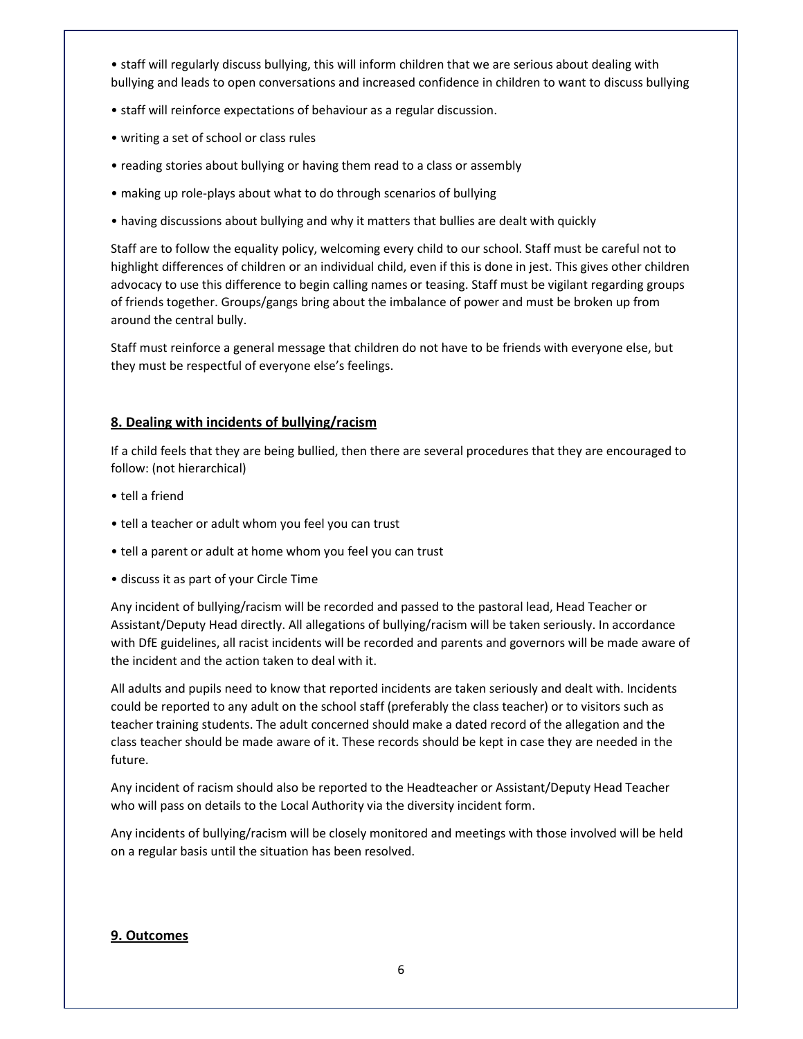- staff will regularly discuss bullying, this will inform children that we are serious about dealing with bullying and leads to open conversations and increased confidence in children to want to discuss bullying
- staff will reinforce expectations of behaviour as a regular discussion.
- writing a set of school or class rules
- reading stories about bullying or having them read to a class or assembly
- making up role-plays about what to do through scenarios of bullying
- having discussions about bullying and why it matters that bullies are dealt with quickly

Staff are to follow the equality policy, welcoming every child to our school. Staff must be careful not to highlight differences of children or an individual child, even if this is done in jest. This gives other children advocacy to use this difference to begin calling names or teasing. Staff must be vigilant regarding groups of friends together. Groups/gangs bring about the imbalance of power and must be broken up from around the central bully.

Staff must reinforce a general message that children do not have to be friends with everyone else, but they must be respectful of everyone else's feelings.

## **8. Dealing with incidents of bullying/racism**

If a child feels that they are being bullied, then there are several procedures that they are encouraged to follow: (not hierarchical)

- tell a friend
- tell a teacher or adult whom you feel you can trust
- tell a parent or adult at home whom you feel you can trust
- discuss it as part of your Circle Time

Any incident of bullying/racism will be recorded and passed to the pastoral lead, Head Teacher or Assistant/Deputy Head directly. All allegations of bullying/racism will be taken seriously. In accordance with DfE guidelines, all racist incidents will be recorded and parents and governors will be made aware of the incident and the action taken to deal with it.

All adults and pupils need to know that reported incidents are taken seriously and dealt with. Incidents could be reported to any adult on the school staff (preferably the class teacher) or to visitors such as teacher training students. The adult concerned should make a dated record of the allegation and the class teacher should be made aware of it. These records should be kept in case they are needed in the future.

Any incident of racism should also be reported to the Headteacher or Assistant/Deputy Head Teacher who will pass on details to the Local Authority via the diversity incident form.

Any incidents of bullying/racism will be closely monitored and meetings with those involved will be held on a regular basis until the situation has been resolved.

## **9. Outcomes**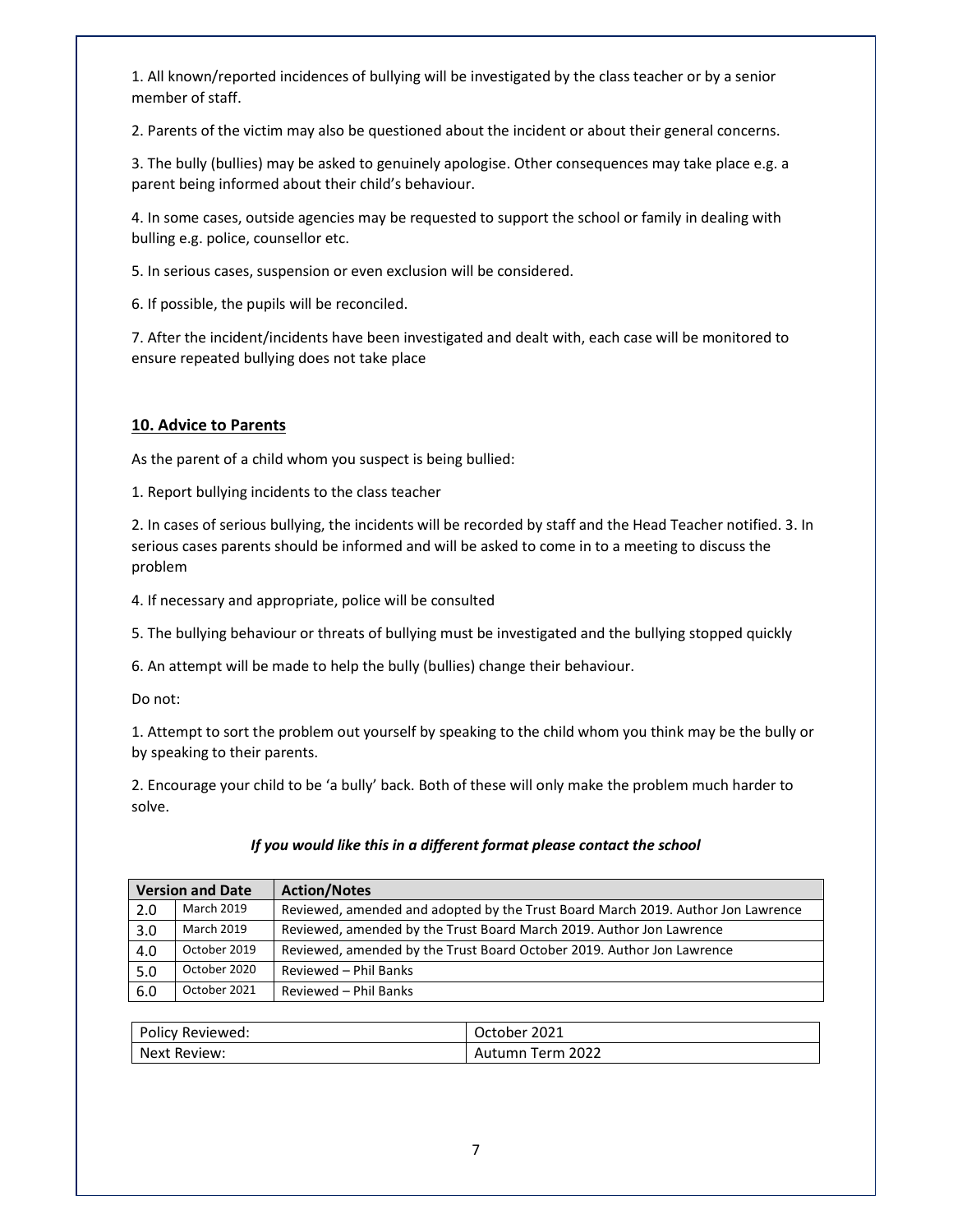1. All known/reported incidences of bullying will be investigated by the class teacher or by a senior member of staff.

2. Parents of the victim may also be questioned about the incident or about their general concerns.

3. The bully (bullies) may be asked to genuinely apologise. Other consequences may take place e.g. a parent being informed about their child's behaviour.

4. In some cases, outside agencies may be requested to support the school or family in dealing with bulling e.g. police, counsellor etc.

5. In serious cases, suspension or even exclusion will be considered.

6. If possible, the pupils will be reconciled.

7. After the incident/incidents have been investigated and dealt with, each case will be monitored to ensure repeated bullying does not take place

## 10. Advice to Parents

As the parent of a child whom you suspect is being bullied:

1. Report bullying incidents to the class teacher

2. In cases of serious bullying, the incidents will be recorded by staff and the Head Teacher notified. 3. In serious cases parents should be informed and will be asked to come in to a meeting to discuss the problem

4. If necessary and appropriate, police will be consulted

5. The bullying behaviour or threats of bullying must be investigated and the bullying stopped quickly

6. An attempt will be made to help the bully (bullies) change their behaviour.

Do not:

1. Attempt to sort the problem out yourself by speaking to the child whom you think may be the bully or by speaking to their parents.

2. Encourage your child to be 'a bully' back. Both of these will only make the problem much harder to solve.

***If you would like this in a different format please contact the school***

| Version and Date | | Action/Notes |
|---|---|---|
| 2.0 | March 2019 | Reviewed, amended and adopted by the Trust Board March 2019. Author Jon Lawrence |
| 3.0 | March 2019 | Reviewed, amended by the Trust Board March 2019. Author Jon Lawrence |
| 4.0 | October 2019 | Reviewed, amended by the Trust Board October 2019. Author Jon Lawrence |
| 5.0 | October 2020 | Reviewed – Phil Banks |
| 6.0 | October 2021 | Reviewed – Phil Banks |

| | |
|---|---|
| Policy Reviewed: | October 2021 |
| Next Review: | Autumn Term 2022 |